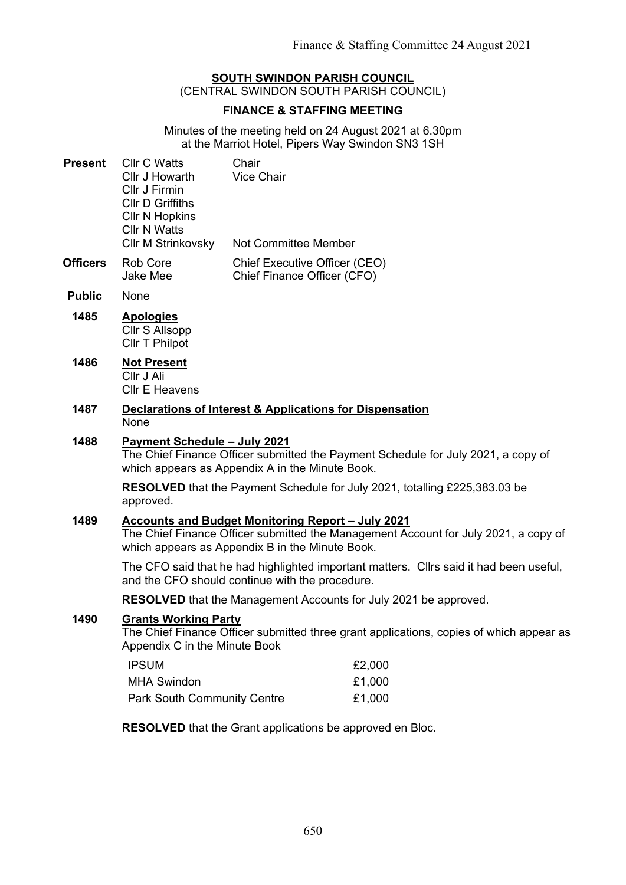**SOUTH SWINDON PARISH COUNCIL**
(CENTRAL SWINDON SOUTH PARISH COUNCIL)

**FINANCE & STAFFING MEETING**

Minutes of the meeting held on 24 August 2021 at 6.30pm
at the Marriot Hotel, Pipers Way Swindon SN3 1SH

| | | |
|---|---|---|
| **Present** | Cllr C Watts | Chair |
| | Cllr J Howarth | Vice Chair |
| | Cllr J Firmin | |
| | Cllr D Griffiths | |
| | Cllr N Hopkins | |
| | Cllr N Watts | |
| | Cllr M Strinkovsky | Not Committee Member |
| **Officers** | Rob Core | Chief Executive Officer (CEO) |
| | Jake Mee | Chief Finance Officer (CFO) |
| **Public** | None | |

**1485 Apologies**

Cllr S Allsopp
Cllr T Philpot

**1486 Not Present**

Cllr J Ali
Cllr E Heavens

**1487 Declarations of Interest & Applications for Dispensation**

None

**1488 Payment Schedule – July 2021**

The Chief Finance Officer submitted the Payment Schedule for July 2021, a copy of which appears as Appendix A in the Minute Book.

**RESOLVED** that the Payment Schedule for July 2021, totalling £225,383.03 be approved.

**1489 Accounts and Budget Monitoring Report – July 2021**

The Chief Finance Officer submitted the Management Account for July 2021, a copy of which appears as Appendix B in the Minute Book.

The CFO said that he had highlighted important matters. Cllrs said it had been useful, and the CFO should continue with the procedure.

**RESOLVED** that the Management Accounts for July 2021 be approved.

**1490 Grants Working Party**

The Chief Finance Officer submitted three grant applications, copies of which appear as Appendix C in the Minute Book

| | |
|---|---|
| IPSUM | £2,000 |
| MHA Swindon | £1,000 |
| Park South Community Centre | £1,000 |

**RESOLVED** that the Grant applications be approved en Bloc.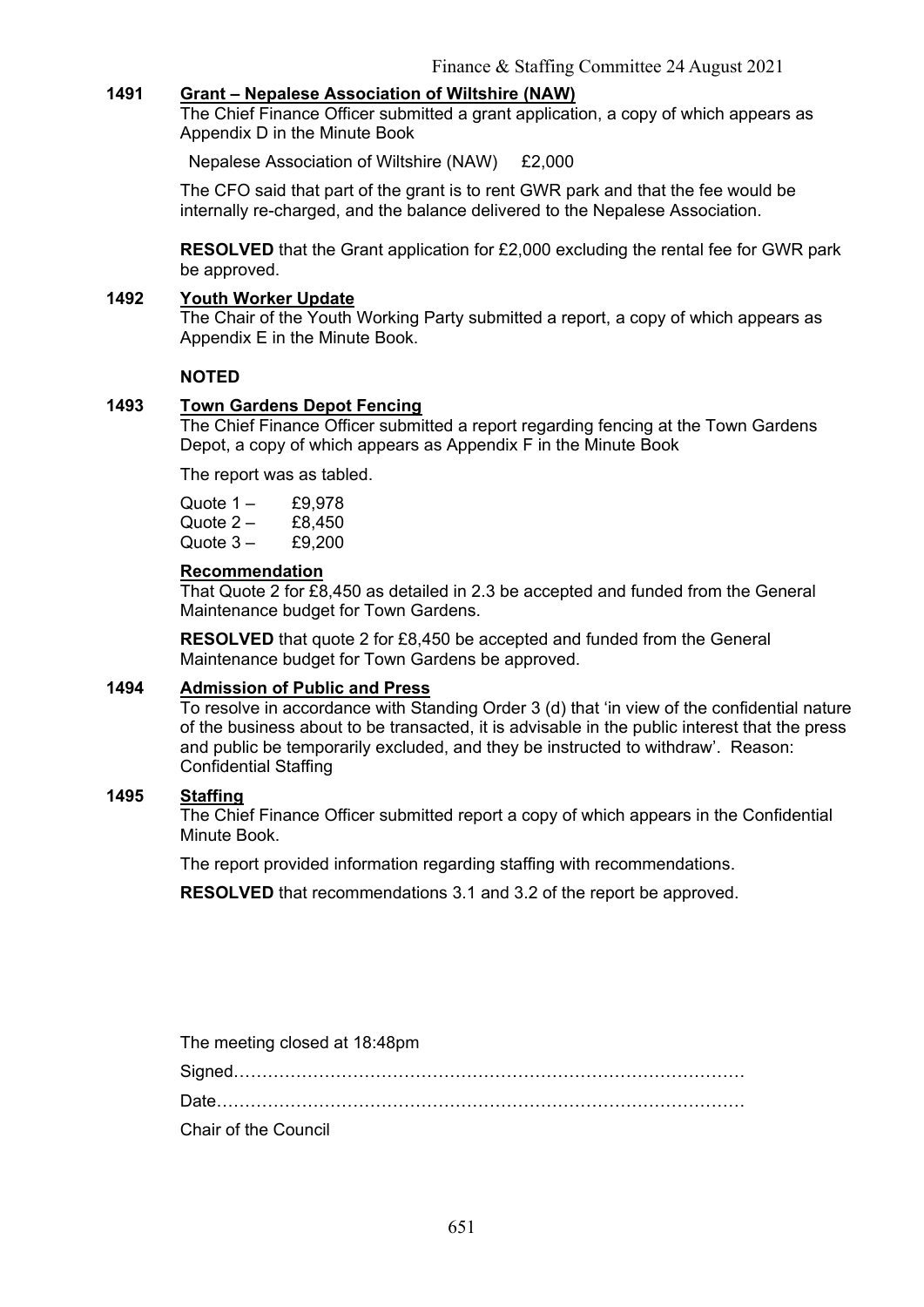**1491 Grant – Nepalese Association of Wiltshire (NAW)**

The Chief Finance Officer submitted a grant application, a copy of which appears as Appendix D in the Minute Book

Nepalese Association of Wiltshire (NAW) £2,000

The CFO said that part of the grant is to rent GWR park and that the fee would be internally re-charged, and the balance delivered to the Nepalese Association.

**RESOLVED** that the Grant application for £2,000 excluding the rental fee for GWR park be approved.

**1492 Youth Worker Update**

The Chair of the Youth Working Party submitted a report, a copy of which appears as Appendix E in the Minute Book.

**NOTED**

**1493 Town Gardens Depot Fencing**

The Chief Finance Officer submitted a report regarding fencing at the Town Gardens Depot, a copy of which appears as Appendix F in the Minute Book

The report was as tabled.

| | |
|---|---|
| Quote 1 – | £9,978 |
| Quote 2 – | £8,450 |
| Quote 3 – | £9,200 |

**Recommendation**

That Quote 2 for £8,450 as detailed in 2.3 be accepted and funded from the General Maintenance budget for Town Gardens.

**RESOLVED** that quote 2 for £8,450 be accepted and funded from the General Maintenance budget for Town Gardens be approved.

**1494 Admission of Public and Press**

To resolve in accordance with Standing Order 3 (d) that 'in view of the confidential nature of the business about to be transacted, it is advisable in the public interest that the press and public be temporarily excluded, and they be instructed to withdraw'. Reason: Confidential Staffing

**1495 Staffing**

The Chief Finance Officer submitted report a copy of which appears in the Confidential Minute Book.

The report provided information regarding staffing with recommendations.

**RESOLVED** that recommendations 3.1 and 3.2 of the report be approved.

The meeting closed at 18:48pm

Signed…………………………………………………………………………………

Date……………………………………………………………………………………

Chair of the Council